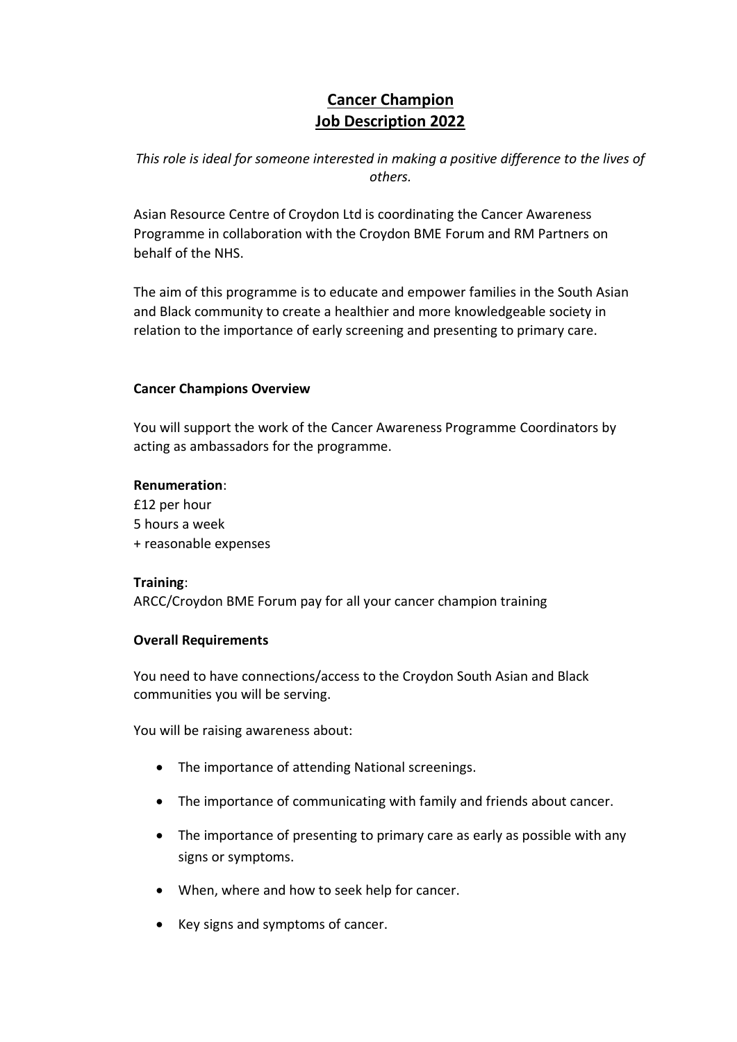# Cancer Champion
# Job Description 2022

*This role is ideal for someone interested in making a positive difference to the lives of others.*

Asian Resource Centre of Croydon Ltd is coordinating the Cancer Awareness Programme in collaboration with the Croydon BME Forum and RM Partners on behalf of the NHS.

The aim of this programme is to educate and empower families in the South Asian and Black community to create a healthier and more knowledgeable society in relation to the importance of early screening and presenting to primary care.

**Cancer Champions Overview**

You will support the work of the Cancer Awareness Programme Coordinators by acting as ambassadors for the programme.

**Renumeration**:
£12 per hour
5 hours a week
+ reasonable expenses

**Training**:
ARCC/Croydon BME Forum pay for all your cancer champion training

**Overall Requirements**

You need to have connections/access to the Croydon South Asian and Black communities you will be serving.

You will be raising awareness about:

- The importance of attending National screenings.
- The importance of communicating with family and friends about cancer.
- The importance of presenting to primary care as early as possible with any signs or symptoms.
- When, where and how to seek help for cancer.
- Key signs and symptoms of cancer.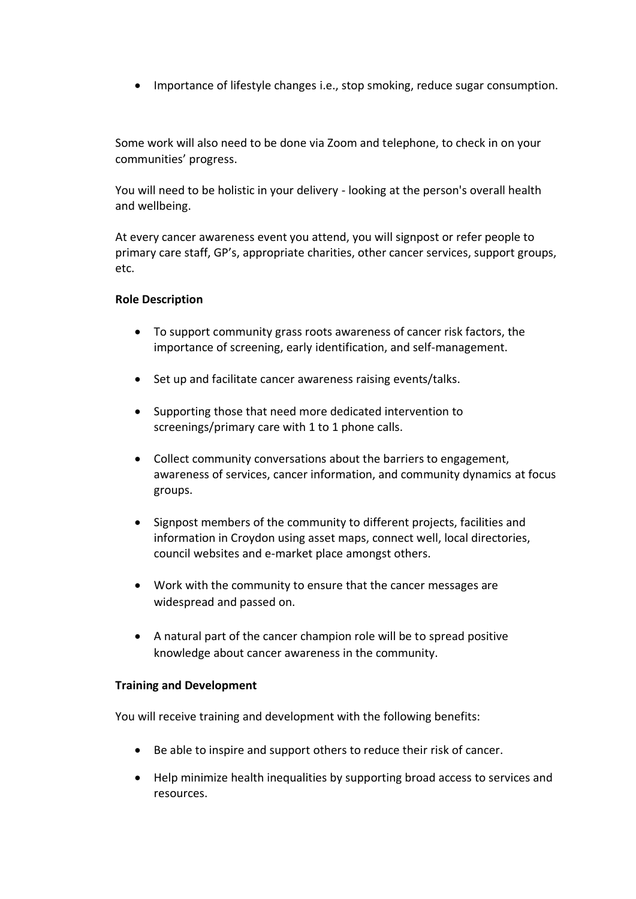- Importance of lifestyle changes i.e., stop smoking, reduce sugar consumption.

Some work will also need to be done via Zoom and telephone, to check in on your communities' progress.

You will need to be holistic in your delivery - looking at the person's overall health and wellbeing.

At every cancer awareness event you attend, you will signpost or refer people to primary care staff, GP's, appropriate charities, other cancer services, support groups, etc.

**Role Description**

- To support community grass roots awareness of cancer risk factors, the importance of screening, early identification, and self-management.
- Set up and facilitate cancer awareness raising events/talks.
- Supporting those that need more dedicated intervention to screenings/primary care with 1 to 1 phone calls.
- Collect community conversations about the barriers to engagement, awareness of services, cancer information, and community dynamics at focus groups.
- Signpost members of the community to different projects, facilities and information in Croydon using asset maps, connect well, local directories, council websites and e-market place amongst others.
- Work with the community to ensure that the cancer messages are widespread and passed on.
- A natural part of the cancer champion role will be to spread positive knowledge about cancer awareness in the community.

**Training and Development**

You will receive training and development with the following benefits:

- Be able to inspire and support others to reduce their risk of cancer.
- Help minimize health inequalities by supporting broad access to services and resources.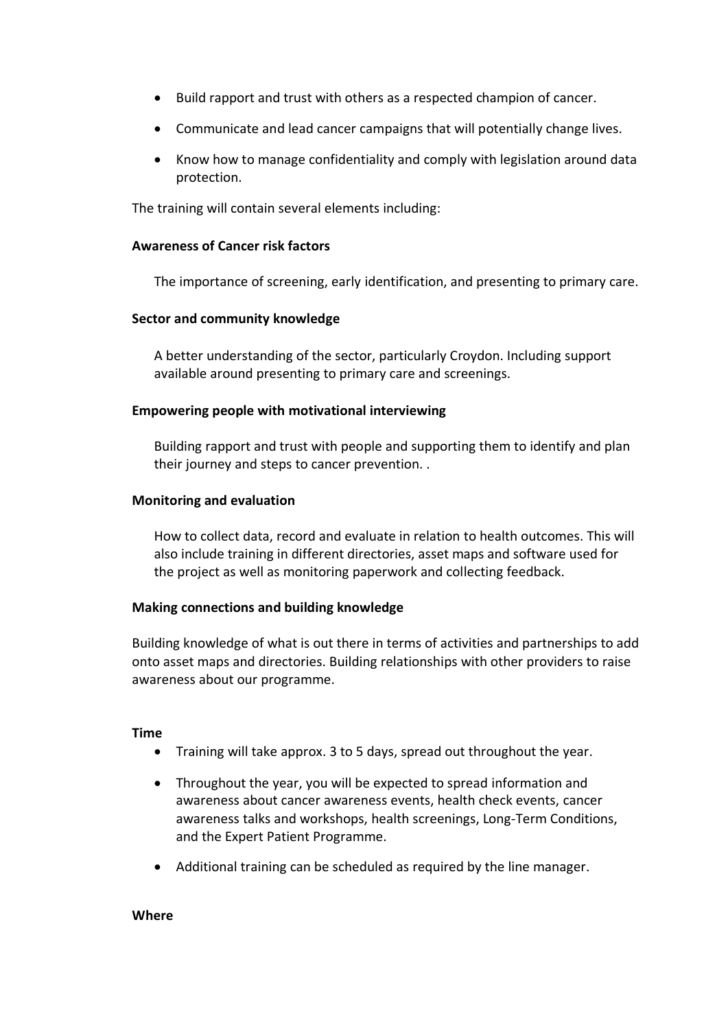- Build rapport and trust with others as a respected champion of cancer.
- Communicate and lead cancer campaigns that will potentially change lives.
- Know how to manage confidentiality and comply with legislation around data protection.

The training will contain several elements including:

**Awareness of Cancer risk factors**

The importance of screening, early identification, and presenting to primary care.

**Sector and community knowledge**

A better understanding of the sector, particularly Croydon. Including support available around presenting to primary care and screenings.

**Empowering people with motivational interviewing**

Building rapport and trust with people and supporting them to identify and plan their journey and steps to cancer prevention. .

**Monitoring and evaluation**

How to collect data, record and evaluate in relation to health outcomes. This will also include training in different directories, asset maps and software used for the project as well as monitoring paperwork and collecting feedback.

**Making connections and building knowledge**

Building knowledge of what is out there in terms of activities and partnerships to add onto asset maps and directories. Building relationships with other providers to raise awareness about our programme.

**Time**

- Training will take approx. 3 to 5 days, spread out throughout the year.
- Throughout the year, you will be expected to spread information and awareness about cancer awareness events, health check events, cancer awareness talks and workshops, health screenings, Long-Term Conditions, and the Expert Patient Programme.
- Additional training can be scheduled as required by the line manager.

**Where**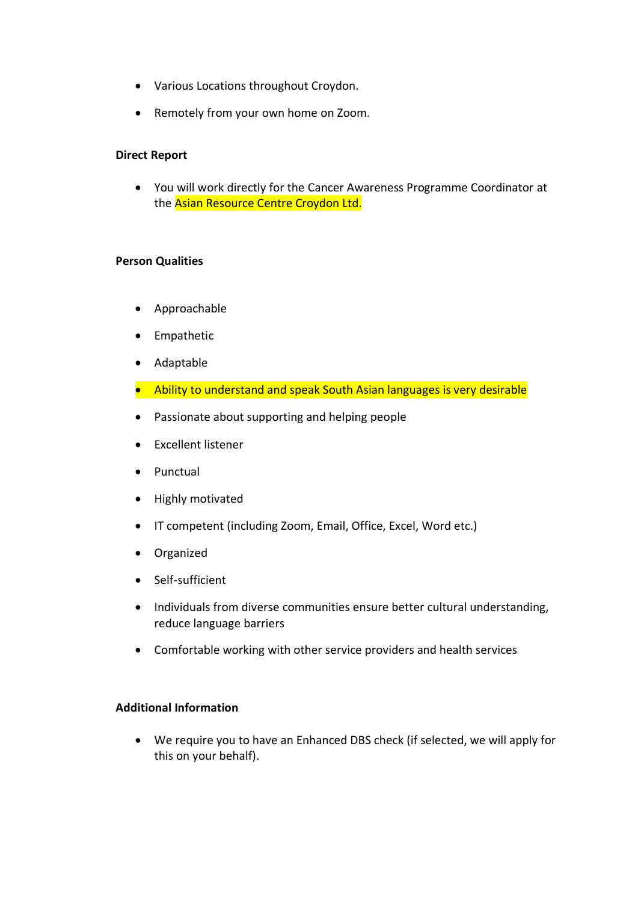- Various Locations throughout Croydon.
- Remotely from your own home on Zoom.

**Direct Report**

- You will work directly for the Cancer Awareness Programme Coordinator at the Asian Resource Centre Croydon Ltd.

**Person Qualities**

- Approachable
- Empathetic
- Adaptable
- Ability to understand and speak South Asian languages is very desirable
- Passionate about supporting and helping people
- Excellent listener
- Punctual
- Highly motivated
- IT competent (including Zoom, Email, Office, Excel, Word etc.)
- Organized
- Self-sufficient
- Individuals from diverse communities ensure better cultural understanding, reduce language barriers
- Comfortable working with other service providers and health services

**Additional Information**

- We require you to have an Enhanced DBS check (if selected, we will apply for this on your behalf).